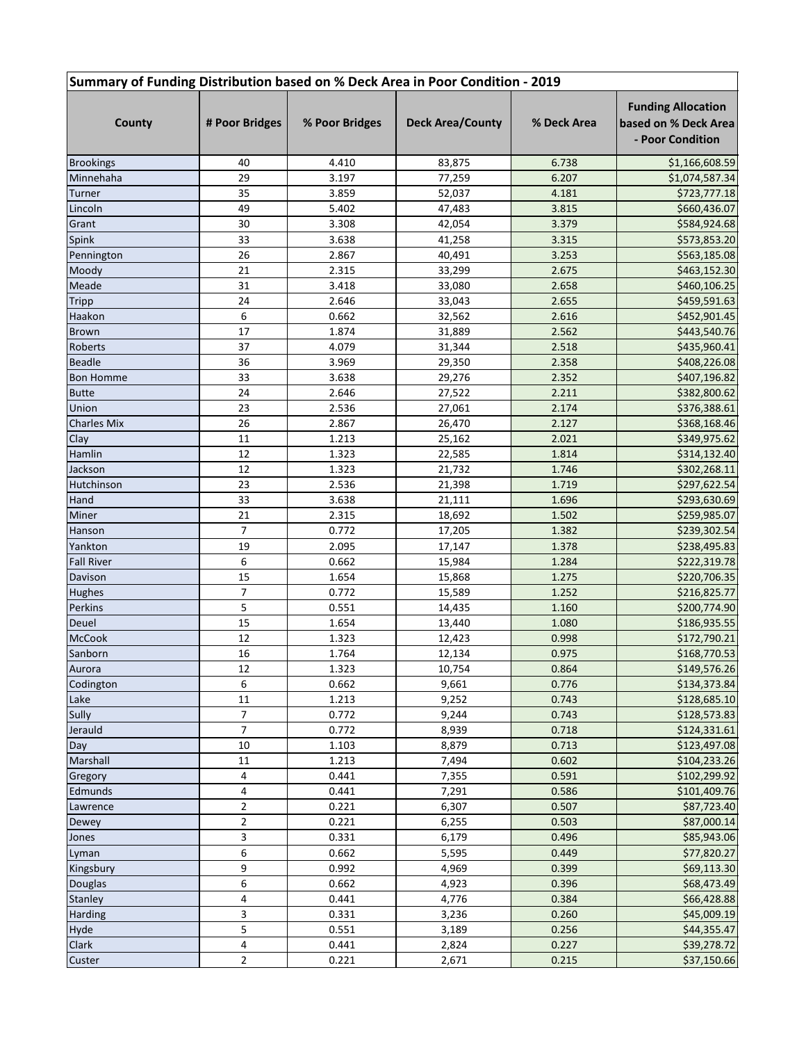| Summary of Funding Distribution based on % Deck Area in Poor Condition - 2019 | | | | | |
|---|---|---|---|---|---|
| **County** | **# Poor Bridges** | **% Poor Bridges** | **Deck Area/County** | **% Deck Area** | **Funding Allocation based on % Deck Area - Poor Condition** |
| Brookings | 40 | 4.410 | 83,875 | 6.738 | $1,166,608.59 |
| Minnehaha | 29 | 3.197 | 77,259 | 6.207 | $1,074,587.34 |
| Turner | 35 | 3.859 | 52,037 | 4.181 | $723,777.18 |
| Lincoln | 49 | 5.402 | 47,483 | 3.815 | $660,436.07 |
| Grant | 30 | 3.308 | 42,054 | 3.379 | $584,924.68 |
| Spink | 33 | 3.638 | 41,258 | 3.315 | $573,853.20 |
| Pennington | 26 | 2.867 | 40,491 | 3.253 | $563,185.08 |
| Moody | 21 | 2.315 | 33,299 | 2.675 | $463,152.30 |
| Meade | 31 | 3.418 | 33,080 | 2.658 | $460,106.25 |
| Tripp | 24 | 2.646 | 33,043 | 2.655 | $459,591.63 |
| Haakon | 6 | 0.662 | 32,562 | 2.616 | $452,901.45 |
| Brown | 17 | 1.874 | 31,889 | 2.562 | $443,540.76 |
| Roberts | 37 | 4.079 | 31,344 | 2.518 | $435,960.41 |
| Beadle | 36 | 3.969 | 29,350 | 2.358 | $408,226.08 |
| Bon Homme | 33 | 3.638 | 29,276 | 2.352 | $407,196.82 |
| Butte | 24 | 2.646 | 27,522 | 2.211 | $382,800.62 |
| Union | 23 | 2.536 | 27,061 | 2.174 | $376,388.61 |
| Charles Mix | 26 | 2.867 | 26,470 | 2.127 | $368,168.46 |
| Clay | 11 | 1.213 | 25,162 | 2.021 | $349,975.62 |
| Hamlin | 12 | 1.323 | 22,585 | 1.814 | $314,132.40 |
| Jackson | 12 | 1.323 | 21,732 | 1.746 | $302,268.11 |
| Hutchinson | 23 | 2.536 | 21,398 | 1.719 | $297,622.54 |
| Hand | 33 | 3.638 | 21,111 | 1.696 | $293,630.69 |
| Miner | 21 | 2.315 | 18,692 | 1.502 | $259,985.07 |
| Hanson | 7 | 0.772 | 17,205 | 1.382 | $239,302.54 |
| Yankton | 19 | 2.095 | 17,147 | 1.378 | $238,495.83 |
| Fall River | 6 | 0.662 | 15,984 | 1.284 | $222,319.78 |
| Davison | 15 | 1.654 | 15,868 | 1.275 | $220,706.35 |
| Hughes | 7 | 0.772 | 15,589 | 1.252 | $216,825.77 |
| Perkins | 5 | 0.551 | 14,435 | 1.160 | $200,774.90 |
| Deuel | 15 | 1.654 | 13,440 | 1.080 | $186,935.55 |
| McCook | 12 | 1.323 | 12,423 | 0.998 | $172,790.21 |
| Sanborn | 16 | 1.764 | 12,134 | 0.975 | $168,770.53 |
| Aurora | 12 | 1.323 | 10,754 | 0.864 | $149,576.26 |
| Codington | 6 | 0.662 | 9,661 | 0.776 | $134,373.84 |
| Lake | 11 | 1.213 | 9,252 | 0.743 | $128,685.10 |
| Sully | 7 | 0.772 | 9,244 | 0.743 | $128,573.83 |
| Jerauld | 7 | 0.772 | 8,939 | 0.718 | $124,331.61 |
| Day | 10 | 1.103 | 8,879 | 0.713 | $123,497.08 |
| Marshall | 11 | 1.213 | 7,494 | 0.602 | $104,233.26 |
| Gregory | 4 | 0.441 | 7,355 | 0.591 | $102,299.92 |
| Edmunds | 4 | 0.441 | 7,291 | 0.586 | $101,409.76 |
| Lawrence | 2 | 0.221 | 6,307 | 0.507 | $87,723.40 |
| Dewey | 2 | 0.221 | 6,255 | 0.503 | $87,000.14 |
| Jones | 3 | 0.331 | 6,179 | 0.496 | $85,943.06 |
| Lyman | 6 | 0.662 | 5,595 | 0.449 | $77,820.27 |
| Kingsbury | 9 | 0.992 | 4,969 | 0.399 | $69,113.30 |
| Douglas | 6 | 0.662 | 4,923 | 0.396 | $68,473.49 |
| Stanley | 4 | 0.441 | 4,776 | 0.384 | $66,428.88 |
| Harding | 3 | 0.331 | 3,236 | 0.260 | $45,009.19 |
| Hyde | 5 | 0.551 | 3,189 | 0.256 | $44,355.47 |
| Clark | 4 | 0.441 | 2,824 | 0.227 | $39,278.72 |
| Custer | 2 | 0.221 | 2,671 | 0.215 | $37,150.66 |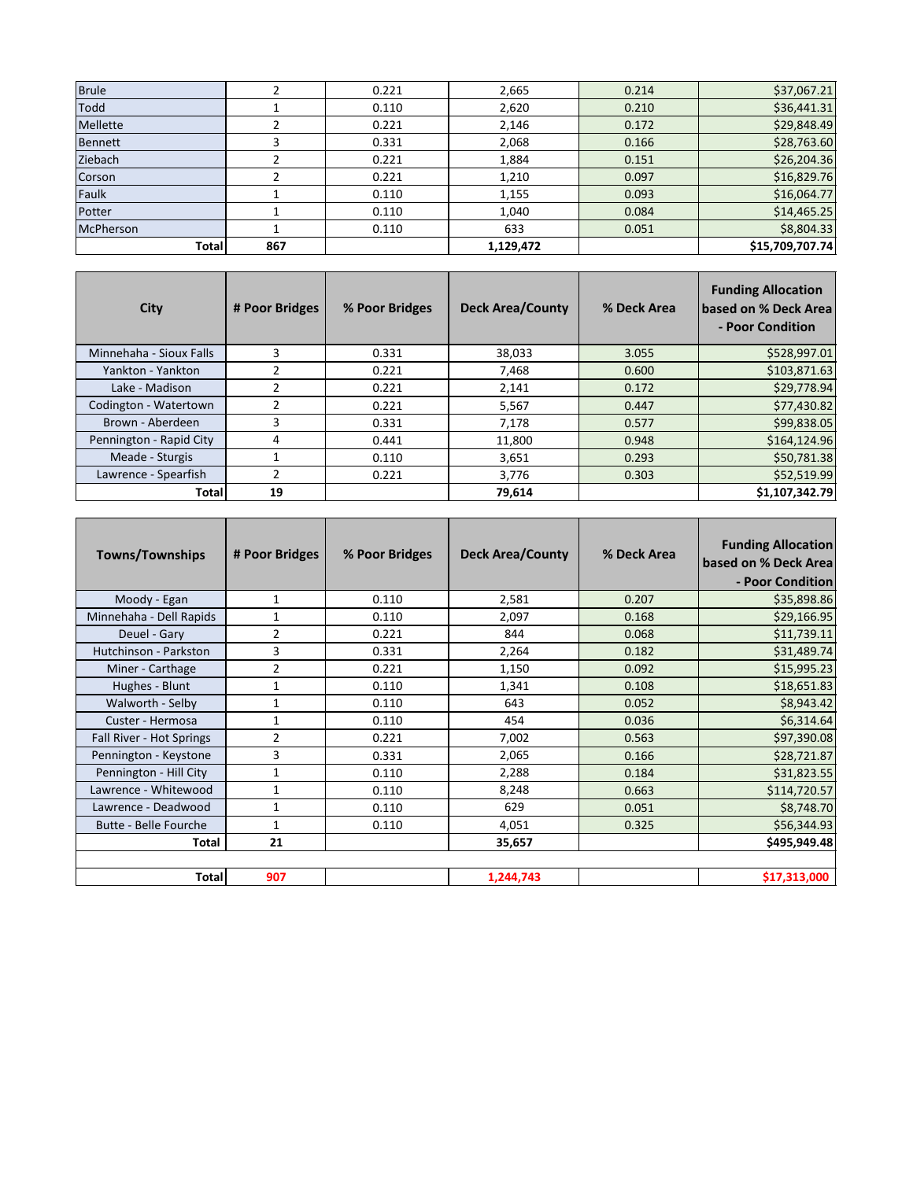| | | | | | |
|---|---|---|---|---|---|
| Brule | 2 | 0.221 | 2,665 | 0.214 | $37,067.21 |
| Todd | 1 | 0.110 | 2,620 | 0.210 | $36,441.31 |
| Mellette | 2 | 0.221 | 2,146 | 0.172 | $29,848.49 |
| Bennett | 3 | 0.331 | 2,068 | 0.166 | $28,763.60 |
| Ziebach | 2 | 0.221 | 1,884 | 0.151 | $26,204.36 |
| Corson | 2 | 0.221 | 1,210 | 0.097 | $16,829.76 |
| Faulk | 1 | 0.110 | 1,155 | 0.093 | $16,064.77 |
| Potter | 1 | 0.110 | 1,040 | 0.084 | $14,465.25 |
| McPherson | 1 | 0.110 | 633 | 0.051 | $8,804.33 |
| **Total** | **867** | | **1,129,472** | | **$15,709,707.74** |

| City | # Poor Bridges | % Poor Bridges | Deck Area/County | % Deck Area | Funding Allocation based on % Deck Area - Poor Condition |
|---|---|---|---|---|---|
| Minnehaha - Sioux Falls | 3 | 0.331 | 38,033 | 3.055 | $528,997.01 |
| Yankton - Yankton | 2 | 0.221 | 7,468 | 0.600 | $103,871.63 |
| Lake - Madison | 2 | 0.221 | 2,141 | 0.172 | $29,778.94 |
| Codington - Watertown | 2 | 0.221 | 5,567 | 0.447 | $77,430.82 |
| Brown - Aberdeen | 3 | 0.331 | 7,178 | 0.577 | $99,838.05 |
| Pennington - Rapid City | 4 | 0.441 | 11,800 | 0.948 | $164,124.96 |
| Meade - Sturgis | 1 | 0.110 | 3,651 | 0.293 | $50,781.38 |
| Lawrence - Spearfish | 2 | 0.221 | 3,776 | 0.303 | $52,519.99 |
| **Total** | **19** | | **79,614** | | **$1,107,342.79** |

| Towns/Townships | # Poor Bridges | % Poor Bridges | Deck Area/County | % Deck Area | Funding Allocation based on % Deck Area - Poor Condition |
|---|---|---|---|---|---|
| Moody - Egan | 1 | 0.110 | 2,581 | 0.207 | $35,898.86 |
| Minnehaha - Dell Rapids | 1 | 0.110 | 2,097 | 0.168 | $29,166.95 |
| Deuel - Gary | 2 | 0.221 | 844 | 0.068 | $11,739.11 |
| Hutchinson - Parkston | 3 | 0.331 | 2,264 | 0.182 | $31,489.74 |
| Miner - Carthage | 2 | 0.221 | 1,150 | 0.092 | $15,995.23 |
| Hughes - Blunt | 1 | 0.110 | 1,341 | 0.108 | $18,651.83 |
| Walworth - Selby | 1 | 0.110 | 643 | 0.052 | $8,943.42 |
| Custer - Hermosa | 1 | 0.110 | 454 | 0.036 | $6,314.64 |
| Fall River - Hot Springs | 2 | 0.221 | 7,002 | 0.563 | $97,390.08 |
| Pennington - Keystone | 3 | 0.331 | 2,065 | 0.166 | $28,721.87 |
| Pennington - Hill City | 1 | 0.110 | 2,288 | 0.184 | $31,823.55 |
| Lawrence - Whitewood | 1 | 0.110 | 8,248 | 0.663 | $114,720.57 |
| Lawrence - Deadwood | 1 | 0.110 | 629 | 0.051 | $8,748.70 |
| Butte - Belle Fourche | 1 | 0.110 | 4,051 | 0.325 | $56,344.93 |
| **Total** | **21** | | **35,657** | | **$495,949.48** |
| | | | | | |
| **Total** | **907** | | **1,244,743** | | **$17,313,000** |